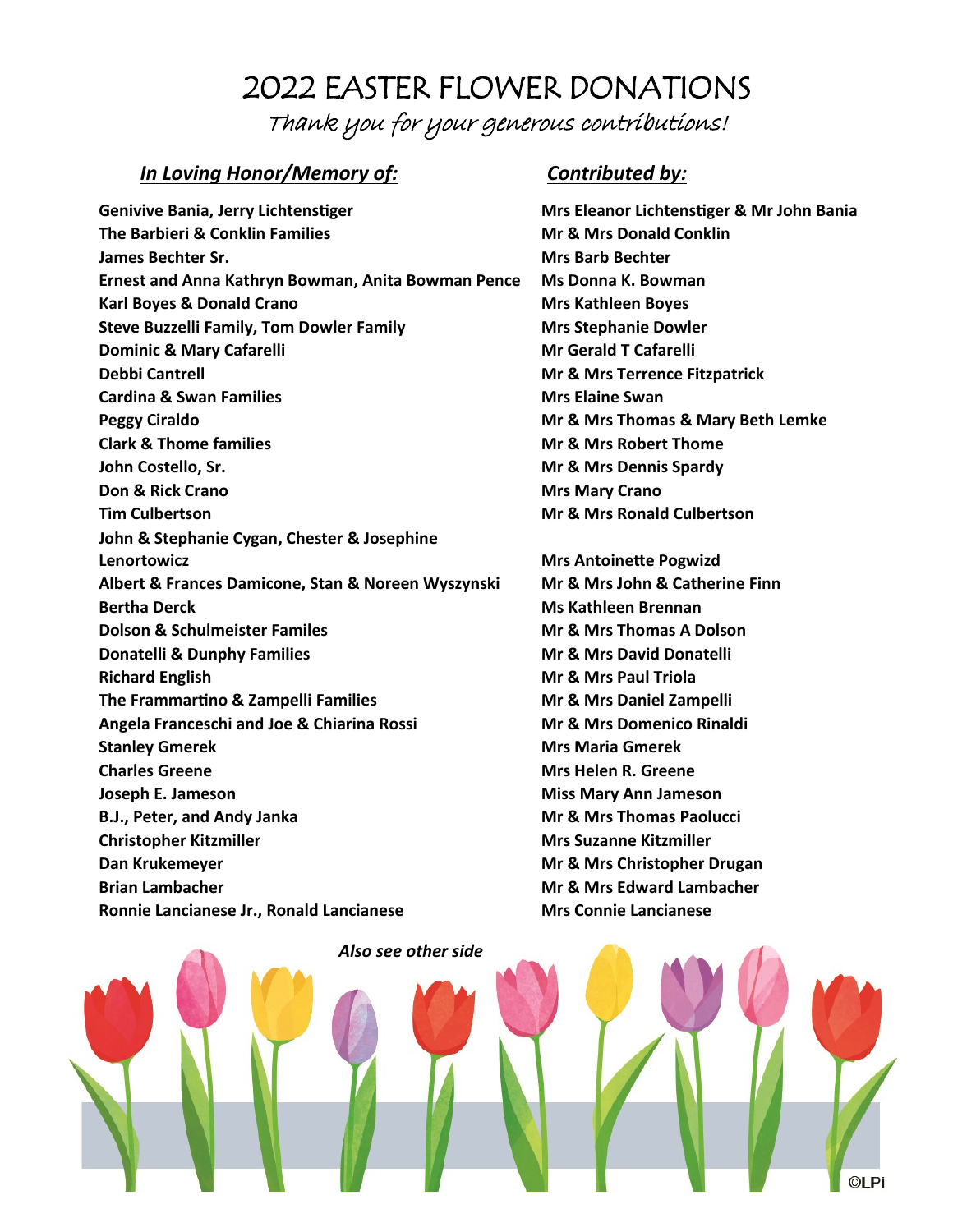# 2022 EASTER FLOWER DONATIONS

*Thank you for your generous contributions!*

| ***In Loving Honor/Memory of:*** | ***Contributed by:*** |
| --- | --- |
| **Genivive Bania, Jerry Lichtenstiger** | **Mrs Eleanor Lichtenstiger & Mr John Bania** |
| **The Barbieri & Conklin Families** | **Mr & Mrs Donald Conklin** |
| **James Bechter Sr.** | **Mrs Barb Bechter** |
| **Ernest and Anna Kathryn Bowman, Anita Bowman Pence** | **Ms Donna K. Bowman** |
| **Karl Boyes & Donald Crano** | **Mrs Kathleen Boyes** |
| **Steve Buzzelli Family, Tom Dowler Family** | **Mrs Stephanie Dowler** |
| **Dominic & Mary Cafarelli** | **Mr Gerald T Cafarelli** |
| **Debbi Cantrell** | **Mr & Mrs Terrence Fitzpatrick** |
| **Cardina & Swan Families** | **Mrs Elaine Swan** |
| **Peggy Ciraldo** | **Mr & Mrs Thomas & Mary Beth Lemke** |
| **Clark & Thome families** | **Mr & Mrs Robert Thome** |
| **John Costello, Sr.** | **Mr & Mrs Dennis Spardy** |
| **Don & Rick Crano** | **Mrs Mary Crano** |
| **Tim Culbertson** | **Mr & Mrs Ronald Culbertson** |
| **John & Stephanie Cygan, Chester & Josephine Lenortowicz** | **Mrs Antoinette Pogwizd** |
| **Albert & Frances Damicone, Stan & Noreen Wyszynski** | **Mr & Mrs John & Catherine Finn** |
| **Bertha Derck** | **Ms Kathleen Brennan** |
| **Dolson & Schulmeister Familes** | **Mr & Mrs Thomas A Dolson** |
| **Donatelli & Dunphy Families** | **Mr & Mrs David Donatelli** |
| **Richard English** | **Mr & Mrs Paul Triola** |
| **The Frammartino & Zampelli Families** | **Mr & Mrs Daniel Zampelli** |
| **Angela Franceschi and Joe & Chiarina Rossi** | **Mr & Mrs Domenico Rinaldi** |
| **Stanley Gmerek** | **Mrs Maria Gmerek** |
| **Charles Greene** | **Mrs Helen R. Greene** |
| **Joseph E. Jameson** | **Miss Mary Ann Jameson** |
| **B.J., Peter, and Andy Janka** | **Mr & Mrs Thomas Paolucci** |
| **Christopher Kitzmiller** | **Mrs Suzanne Kitzmiller** |
| **Dan Krukemeyer** | **Mr & Mrs Christopher Drugan** |
| **Brian Lambacher** | **Mr & Mrs Edward Lambacher** |
| **Ronnie Lancianese Jr., Ronald Lancianese** | **Mrs Connie Lancianese** |

***Also see other side***

©LPi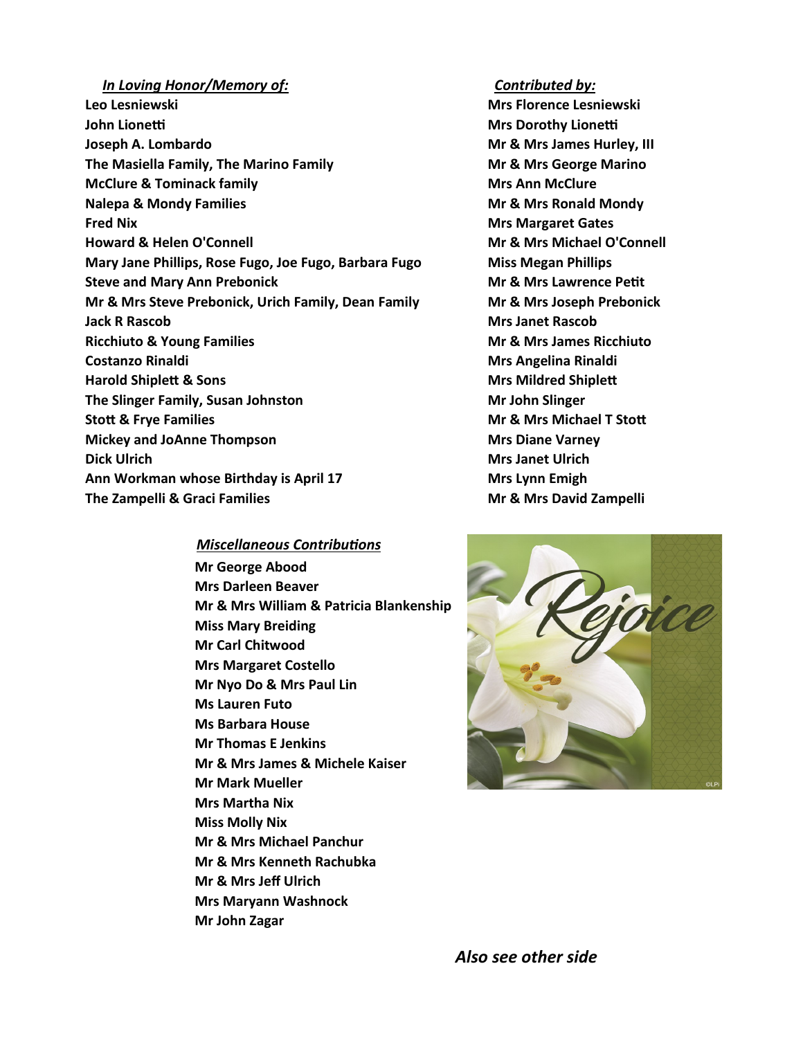| *In Loving Honor/Memory of:* | *Contributed by:* |
| --- | --- |
| **Leo Lesniewski** | **Mrs Florence Lesniewski** |
| **John Lionetti** | **Mrs Dorothy Lionetti** |
| **Joseph A. Lombardo** | **Mr & Mrs James Hurley, III** |
| **The Masiella Family, The Marino Family** | **Mr & Mrs George Marino** |
| **McClure & Tominack family** | **Mrs Ann McClure** |
| **Nalepa & Mondy Families** | **Mr & Mrs Ronald Mondy** |
| **Fred Nix** | **Mrs Margaret Gates** |
| **Howard & Helen O'Connell** | **Mr & Mrs Michael O'Connell** |
| **Mary Jane Phillips, Rose Fugo, Joe Fugo, Barbara Fugo** | **Miss Megan Phillips** |
| **Steve and Mary Ann Prebonick** | **Mr & Mrs Lawrence Petit** |
| **Mr & Mrs Steve Prebonick, Urich Family, Dean Family** | **Mr & Mrs Joseph Prebonick** |
| **Jack R Rascob** | **Mrs Janet Rascob** |
| **Ricchiuto & Young Families** | **Mr & Mrs James Ricchiuto** |
| **Costanzo Rinaldi** | **Mrs Angelina Rinaldi** |
| **Harold Shiplett & Sons** | **Mrs Mildred Shiplett** |
| **The Slinger Family, Susan Johnston** | **Mr John Slinger** |
| **Stott & Frye Families** | **Mr & Mrs Michael T Stott** |
| **Mickey and JoAnne Thompson** | **Mrs Diane Varney** |
| **Dick Ulrich** | **Mrs Janet Ulrich** |
| **Ann Workman whose Birthday is April 17** | **Mrs Lynn Emigh** |
| **The Zampelli & Graci Families** | **Mr & Mrs David Zampelli** |

***Miscellaneous Contributions***

**Mr George Abood**
**Mrs Darleen Beaver**
**Mr & Mrs William & Patricia Blankenship**
**Miss Mary Breiding**
**Mr Carl Chitwood**
**Mrs Margaret Costello**
**Mr Nyo Do & Mrs Paul Lin**
**Ms Lauren Futo**
**Ms Barbara House**
**Mr Thomas E Jenkins**
**Mr & Mrs James & Michele Kaiser**
**Mr Mark Mueller**
**Mrs Martha Nix**
**Miss Molly Nix**
**Mr & Mrs Michael Panchur**
**Mr & Mrs Kenneth Rachubka**
**Mr & Mrs Jeff Ulrich**
**Mrs Maryann Washnock**
**Mr John Zagar**

***Also see other side***